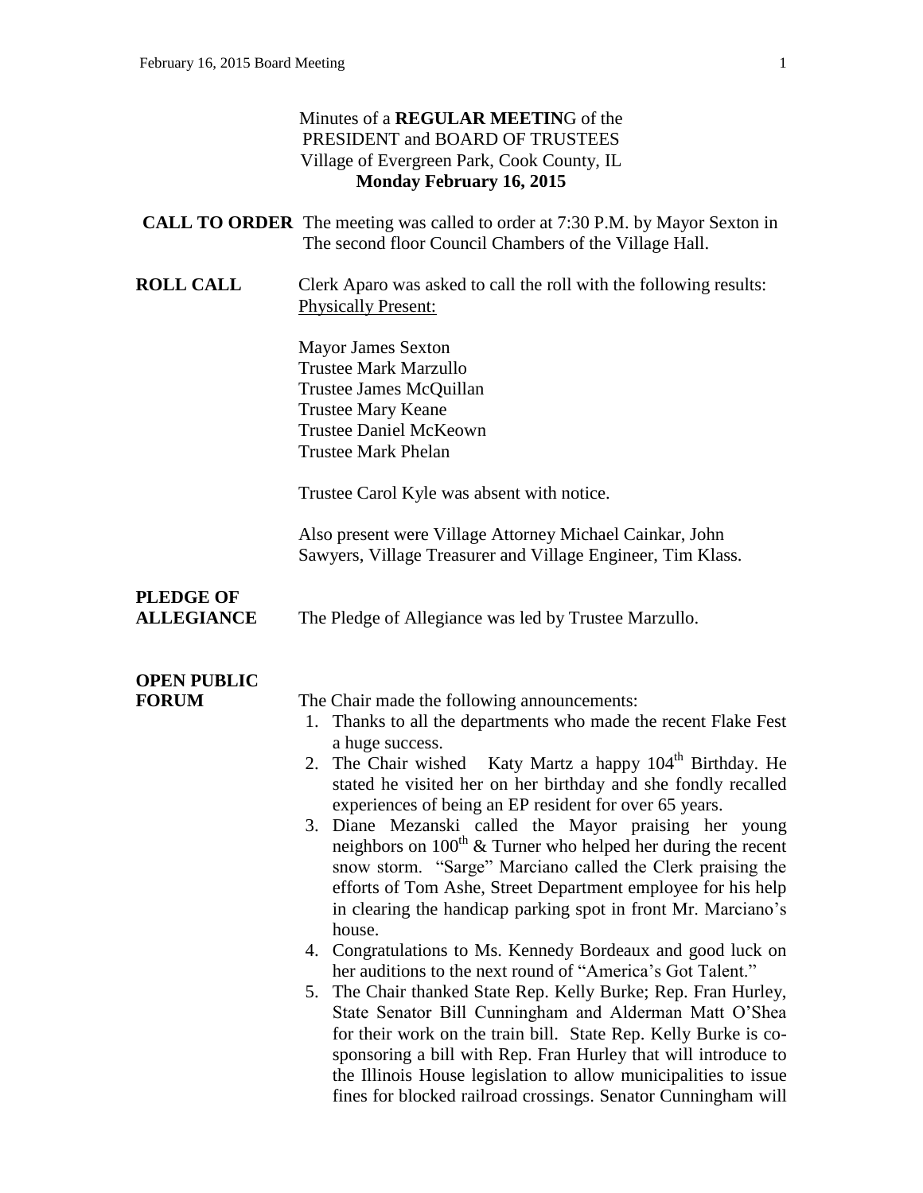Minutes of a **REGULAR MEETIN**G of the
PRESIDENT and BOARD OF TRUSTEES
Village of Evergreen Park, Cook County, IL
**Monday February 16, 2015**

**CALL TO ORDER** The meeting was called to order at 7:30 P.M. by Mayor Sexton in The second floor Council Chambers of the Village Hall.

**ROLL CALL** Clerk Aparo was asked to call the roll with the following results:
Physically Present:

Mayor James Sexton
Trustee Mark Marzullo
Trustee James McQuillan
Trustee Mary Keane
Trustee Daniel McKeown
Trustee Mark Phelan

Trustee Carol Kyle was absent with notice.

Also present were Village Attorney Michael Cainkar, John Sawyers, Village Treasurer and Village Engineer, Tim Klass.

**PLEDGE OF ALLEGIANCE** The Pledge of Allegiance was led by Trustee Marzullo.

**OPEN PUBLIC FORUM** The Chair made the following announcements:

1. Thanks to all the departments who made the recent Flake Fest a huge success.
2. The Chair wished Katy Martz a happy 104th Birthday. He stated he visited her on her birthday and she fondly recalled experiences of being an EP resident for over 65 years.
3. Diane Mezanski called the Mayor praising her young neighbors on 100th & Turner who helped her during the recent snow storm. "Sarge" Marciano called the Clerk praising the efforts of Tom Ashe, Street Department employee for his help in clearing the handicap parking spot in front Mr. Marciano's house.
4. Congratulations to Ms. Kennedy Bordeaux and good luck on her auditions to the next round of "America's Got Talent."
5. The Chair thanked State Rep. Kelly Burke; Rep. Fran Hurley, State Senator Bill Cunningham and Alderman Matt O'Shea for their work on the train bill. State Rep. Kelly Burke is co-sponsoring a bill with Rep. Fran Hurley that will introduce to the Illinois House legislation to allow municipalities to issue fines for blocked railroad crossings. Senator Cunningham will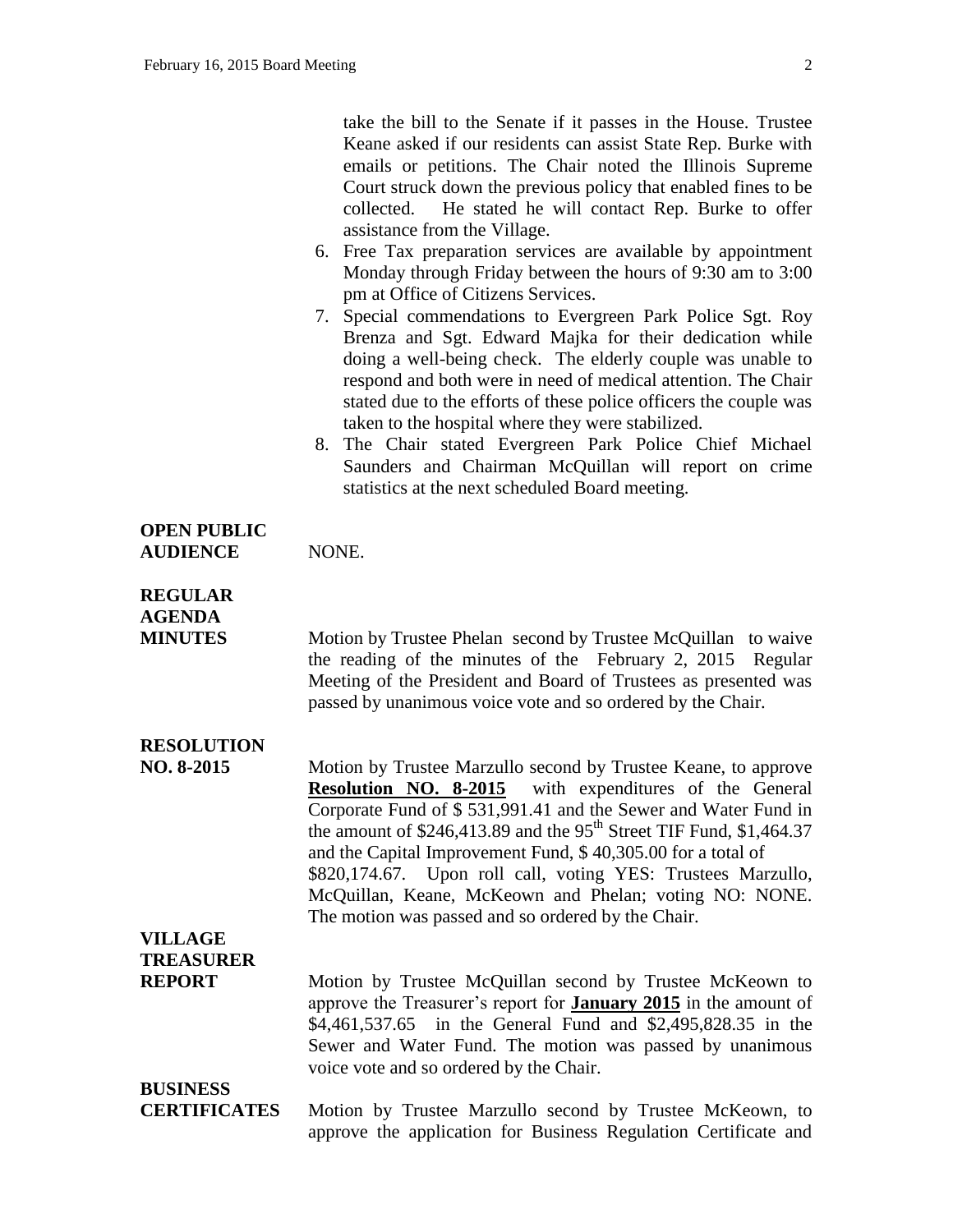take the bill to the Senate if it passes in the House. Trustee Keane asked if our residents can assist State Rep. Burke with emails or petitions. The Chair noted the Illinois Supreme Court struck down the previous policy that enabled fines to be collected. He stated he will contact Rep. Burke to offer assistance from the Village.

6. Free Tax preparation services are available by appointment Monday through Friday between the hours of 9:30 am to 3:00 pm at Office of Citizens Services.
7. Special commendations to Evergreen Park Police Sgt. Roy Brenza and Sgt. Edward Majka for their dedication while doing a well-being check. The elderly couple was unable to respond and both were in need of medical attention. The Chair stated due to the efforts of these police officers the couple was taken to the hospital where they were stabilized.
8. The Chair stated Evergreen Park Police Chief Michael Saunders and Chairman McQuillan will report on crime statistics at the next scheduled Board meeting.

**OPEN PUBLIC AUDIENCE** NONE.

**REGULAR AGENDA**

**MINUTES** Motion by Trustee Phelan second by Trustee McQuillan to waive the reading of the minutes of the February 2, 2015 Regular Meeting of the President and Board of Trustees as presented was passed by unanimous voice vote and so ordered by the Chair.

**RESOLUTION NO. 8-2015** Motion by Trustee Marzullo second by Trustee Keane, to approve **Resolution NO. 8-2015** with expenditures of the General Corporate Fund of $ 531,991.41 and the Sewer and Water Fund in the amount of $246,413.89 and the 95th Street TIF Fund, $1,464.37 and the Capital Improvement Fund, $ 40,305.00 for a total of $820,174.67. Upon roll call, voting YES: Trustees Marzullo, McQuillan, Keane, McKeown and Phelan; voting NO: NONE. The motion was passed and so ordered by the Chair.

**VILLAGE TREASURER REPORT** Motion by Trustee McQuillan second by Trustee McKeown to approve the Treasurer's report for **January 2015** in the amount of $4,461,537.65 in the General Fund and $2,495,828.35 in the Sewer and Water Fund. The motion was passed by unanimous voice vote and so ordered by the Chair.

**BUSINESS CERTIFICATES** Motion by Trustee Marzullo second by Trustee McKeown, to approve the application for Business Regulation Certificate and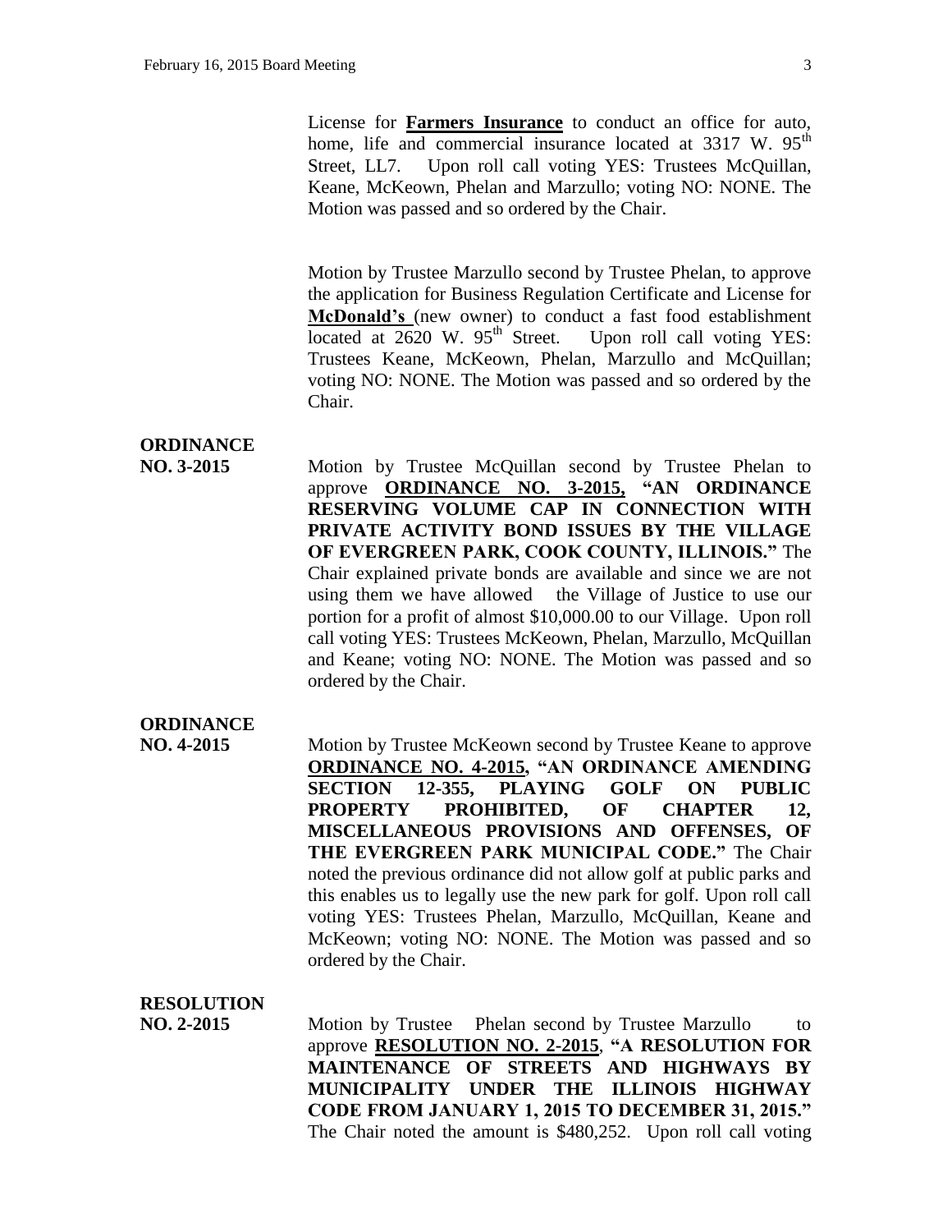License for **Farmers Insurance** to conduct an office for auto, home, life and commercial insurance located at 3317 W. 95th Street, LL7. Upon roll call voting YES: Trustees McQuillan, Keane, McKeown, Phelan and Marzullo; voting NO: NONE. The Motion was passed and so ordered by the Chair.

Motion by Trustee Marzullo second by Trustee Phelan, to approve the application for Business Regulation Certificate and License for **McDonald's** (new owner) to conduct a fast food establishment located at 2620 W. 95th Street. Upon roll call voting YES: Trustees Keane, McKeown, Phelan, Marzullo and McQuillan; voting NO: NONE. The Motion was passed and so ordered by the Chair.

**ORDINANCE NO. 3-2015**

Motion by Trustee McQuillan second by Trustee Phelan to approve **ORDINANCE NO. 3-2015, "AN ORDINANCE RESERVING VOLUME CAP IN CONNECTION WITH PRIVATE ACTIVITY BOND ISSUES BY THE VILLAGE OF EVERGREEN PARK, COOK COUNTY, ILLINOIS."** The Chair explained private bonds are available and since we are not using them we have allowed the Village of Justice to use our portion for a profit of almost $10,000.00 to our Village. Upon roll call voting YES: Trustees McKeown, Phelan, Marzullo, McQuillan and Keane; voting NO: NONE. The Motion was passed and so ordered by the Chair.

**ORDINANCE NO. 4-2015**

Motion by Trustee McKeown second by Trustee Keane to approve **ORDINANCE NO. 4-2015, "AN ORDINANCE AMENDING SECTION 12-355, PLAYING GOLF ON PUBLIC PROPERTY PROHIBITED, OF CHAPTER 12, MISCELLANEOUS PROVISIONS AND OFFENSES, OF THE EVERGREEN PARK MUNICIPAL CODE."** The Chair noted the previous ordinance did not allow golf at public parks and this enables us to legally use the new park for golf. Upon roll call voting YES: Trustees Phelan, Marzullo, McQuillan, Keane and McKeown; voting NO: NONE. The Motion was passed and so ordered by the Chair.

**RESOLUTION NO. 2-2015**

Motion by Trustee Phelan second by Trustee Marzullo to approve **RESOLUTION NO. 2-2015, "A RESOLUTION FOR MAINTENANCE OF STREETS AND HIGHWAYS BY MUNICIPALITY UNDER THE ILLINOIS HIGHWAY CODE FROM JANUARY 1, 2015 TO DECEMBER 31, 2015."** The Chair noted the amount is $480,252. Upon roll call voting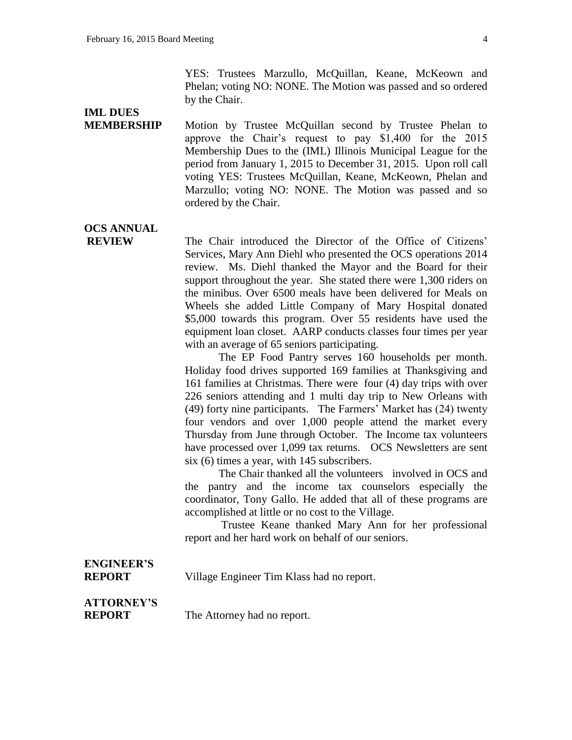YES: Trustees Marzullo, McQuillan, Keane, McKeown and Phelan; voting NO: NONE. The Motion was passed and so ordered by the Chair.

**IML DUES MEMBERSHIP**

Motion by Trustee McQuillan second by Trustee Phelan to approve the Chair's request to pay $1,400 for the 2015 Membership Dues to the (IML) Illinois Municipal League for the period from January 1, 2015 to December 31, 2015. Upon roll call voting YES: Trustees McQuillan, Keane, McKeown, Phelan and Marzullo; voting NO: NONE. The Motion was passed and so ordered by the Chair.

**OCS ANNUAL REVIEW**

The Chair introduced the Director of the Office of Citizens' Services, Mary Ann Diehl who presented the OCS operations 2014 review. Ms. Diehl thanked the Mayor and the Board for their support throughout the year. She stated there were 1,300 riders on the minibus. Over 6500 meals have been delivered for Meals on Wheels she added Little Company of Mary Hospital donated $5,000 towards this program. Over 55 residents have used the equipment loan closet. AARP conducts classes four times per year with an average of 65 seniors participating.

The EP Food Pantry serves 160 households per month. Holiday food drives supported 169 families at Thanksgiving and 161 families at Christmas. There were four (4) day trips with over 226 seniors attending and 1 multi day trip to New Orleans with (49) forty nine participants. The Farmers' Market has (24) twenty four vendors and over 1,000 people attend the market every Thursday from June through October. The Income tax volunteers have processed over 1,099 tax returns. OCS Newsletters are sent six (6) times a year, with 145 subscribers.

The Chair thanked all the volunteers involved in OCS and the pantry and the income tax counselors especially the coordinator, Tony Gallo. He added that all of these programs are accomplished at little or no cost to the Village.

Trustee Keane thanked Mary Ann for her professional report and her hard work on behalf of our seniors.

**ENGINEER'S REPORT**

Village Engineer Tim Klass had no report.

**ATTORNEY'S REPORT**

The Attorney had no report.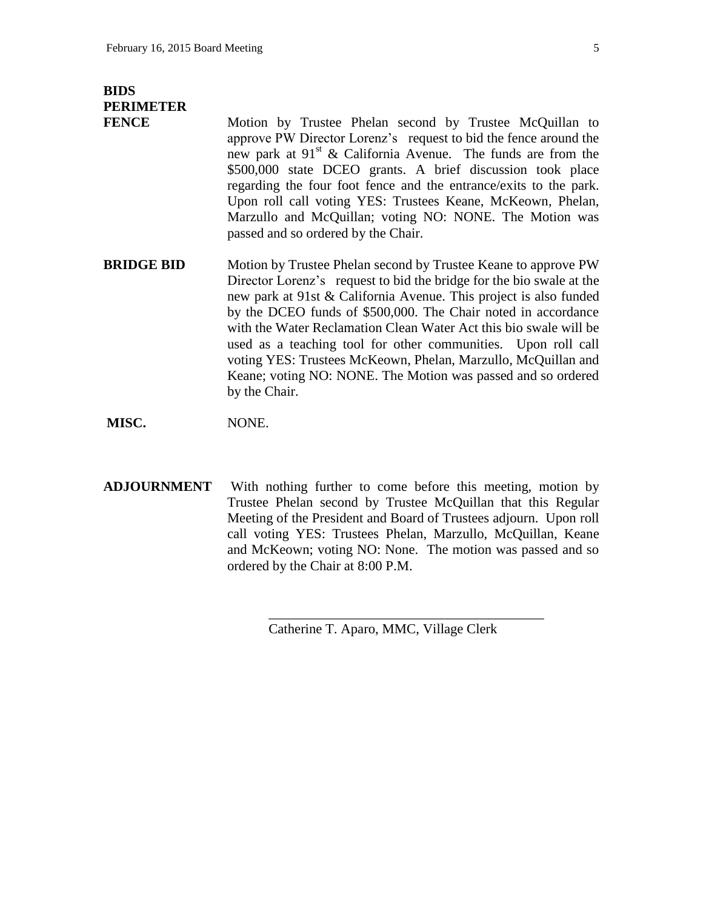**BIDS PERIMETER FENCE**

Motion by Trustee Phelan second by Trustee McQuillan to approve PW Director Lorenz's request to bid the fence around the new park at 91st & California Avenue. The funds are from the $500,000 state DCEO grants. A brief discussion took place regarding the four foot fence and the entrance/exits to the park. Upon roll call voting YES: Trustees Keane, McKeown, Phelan, Marzullo and McQuillan; voting NO: NONE. The Motion was passed and so ordered by the Chair.

**BRIDGE BID**

Motion by Trustee Phelan second by Trustee Keane to approve PW Director Lorenz's request to bid the bridge for the bio swale at the new park at 91st & California Avenue. This project is also funded by the DCEO funds of $500,000. The Chair noted in accordance with the Water Reclamation Clean Water Act this bio swale will be used as a teaching tool for other communities. Upon roll call voting YES: Trustees McKeown, Phelan, Marzullo, McQuillan and Keane; voting NO: NONE. The Motion was passed and so ordered by the Chair.

**MISC.**

NONE.

**ADJOURNMENT**

With nothing further to come before this meeting, motion by Trustee Phelan second by Trustee McQuillan that this Regular Meeting of the President and Board of Trustees adjourn. Upon roll call voting YES: Trustees Phelan, Marzullo, McQuillan, Keane and McKeown; voting NO: None. The motion was passed and so ordered by the Chair at 8:00 P.M.

\_\_\_\_\_\_\_\_\_\_\_\_\_\_\_\_\_\_\_\_\_\_\_\_\_\_\_\_\_\_\_\_\_\_\_\_\_\_\_\_

Catherine T. Aparo, MMC, Village Clerk